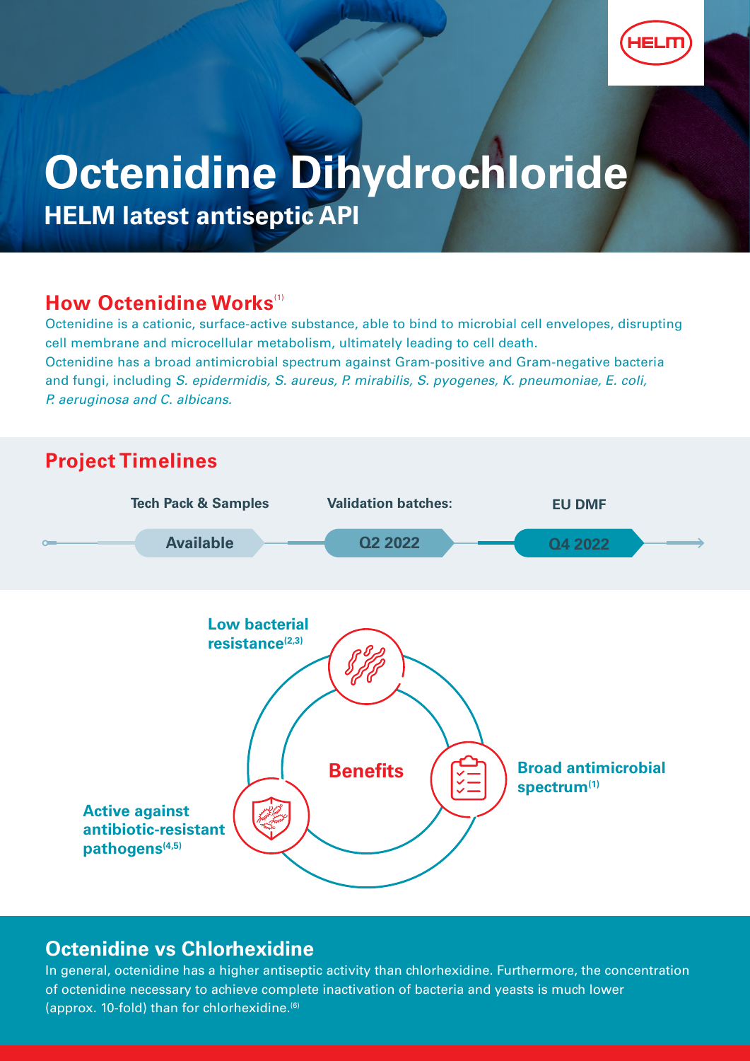# Octenidine Dihydrochloride

## HELM latest antiseptic API

## How Octenidine Works[1]

Octenidine is a cationic, surface-active substance, able to bind to microbial cell envelopes, disrupting cell membrane and microcellular metabolism, ultimately leading to cell death.
Octenidine has a broad antimicrobial spectrum against Gram-positive and Gram-negative bacteria and fungi, including *S. epidermidis, S. aureus, P. mirabilis, S. pyogenes, K. pneumoniae, E. coli, P. aeruginosa and C. albicans.*

## Project Timelines

Tech Pack & Samples: Available

Validation batches: Q2 2022

EU DMF: Q4 2022

## Benefits

- **Low bacterial resistance**[2,3]
- **Broad antimicrobial spectrum**[1]
- **Active against antibiotic-resistant pathogens**[4,5]

## Octenidine vs Chlorhexidine

In general, octenidine has a higher antiseptic activity than chlorhexidine. Furthermore, the concentration of octenidine necessary to achieve complete inactivation of bacteria and yeasts is much lower (approx. 10-fold) than for chlorhexidine.[6]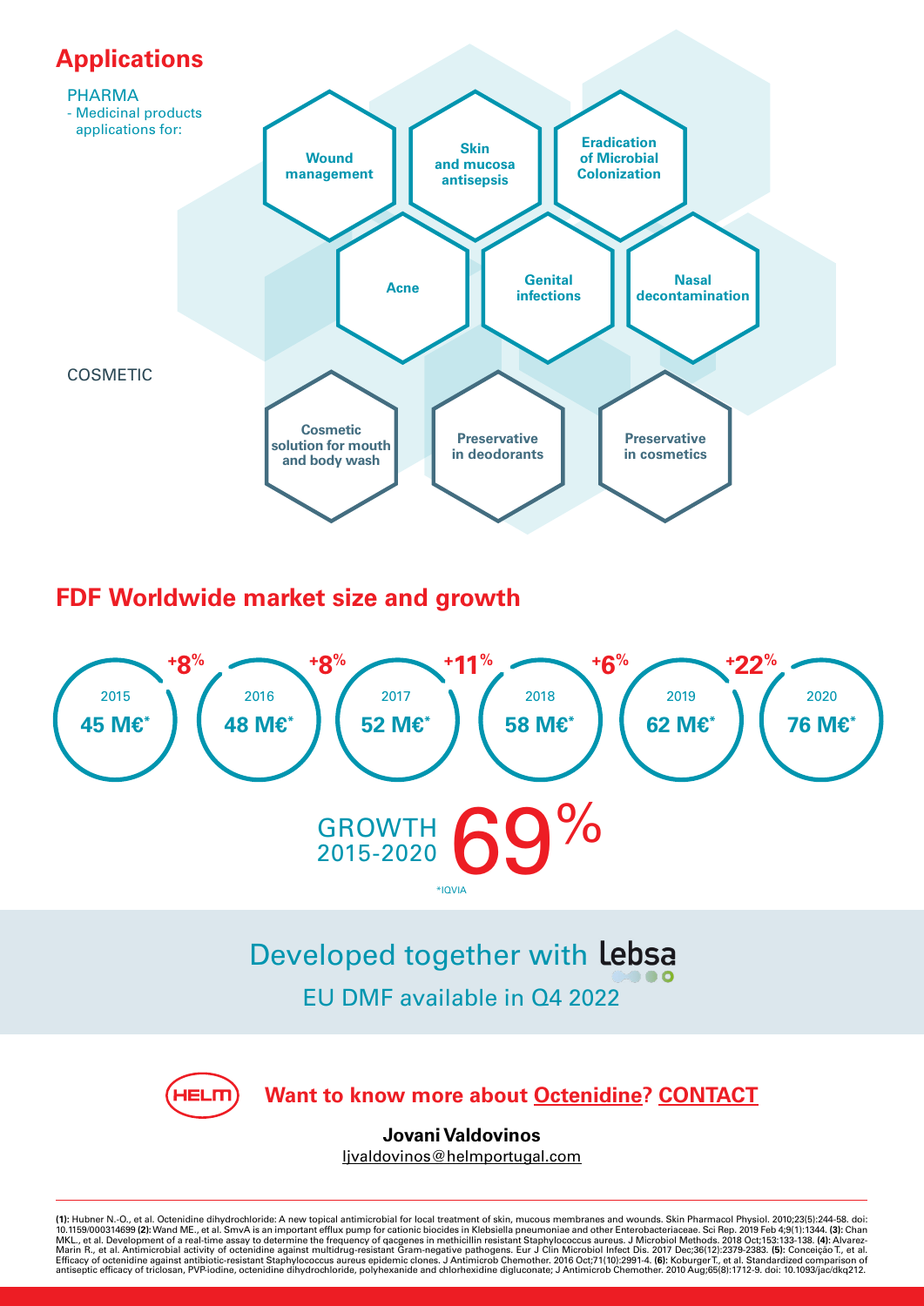## Applications

PHARMA
- Medicinal products applications for:

**Wound management**

**Skin and mucosa antisepsis**

**Eradication of Microbial Colonization**

**Acne**

**Genital infections**

**Nasal decontamination**

COSMETIC

**Cosmetic solution for mouth and body wash**

**Preservative in deodorants**

**Preservative in cosmetics**

## FDF Worldwide market size and growth

2015
**45 M€***

+8%

2016
**48 M€***

+8%

2017
**52 M€***

+11%

2018
**58 M€***

+6%

2019
**62 M€***

+22%

2020
**76 M€***

GROWTH 2015-2020 69%

*IQVIA

Developed together with Lebsa

EU DMF available in Q4 2022

**Want to know more about Octenidine? CONTACT**

**Jovani Valdovinos**
ljvaldovinos@helmportugal.com

**(1):** Hubner N.-O., et al. Octenidine dihydrochloride: A new topical antimicrobial for local treatment of skin, mucous membranes and wounds. Skin Pharmacol Physiol. 2010;23(5):244-58. doi: 10.1159/000314699 **(2):** Wand ME., et al. SmvA is an important efflux pump for cationic biocides in Klebsiella pneumoniae and other Enterobacteriaceae. Sci Rep. 2019 Feb 4;9(1):1344. **(3):** Chan MKL., et al. Development of a real-time assay to determine the frequency of qacgenes in methicillin resistant Staphylococcus aureus. J Microbiol Methods. 2018 Oct;153:133-138. **(4):** Alvarez-Marin R., et al. Antimicrobial activity of octenidine against multidrug-resistant Gram-negative pathogens. Eur J Clin Microbiol Infect Dis. 2017 Dec;36(12):2379-2383. **(5):** Conceição T., et al. Efficacy of octenidine against antibiotic-resistant Staphylococcus aureus epidemic clones. J Antimicrob Chemother. 2016 Oct;71(10):2991-4. **(6):** Koburger T., et al. Standardized comparison of antiseptic efficacy of triclosan, PVP-iodine, octenidine dihydrochloride, polyhexanide and chlorhexidine digluconate; J Antimicrob Chemother. 2010 Aug;65(8):1712-9. doi: 10.1093/jac/dkq212.